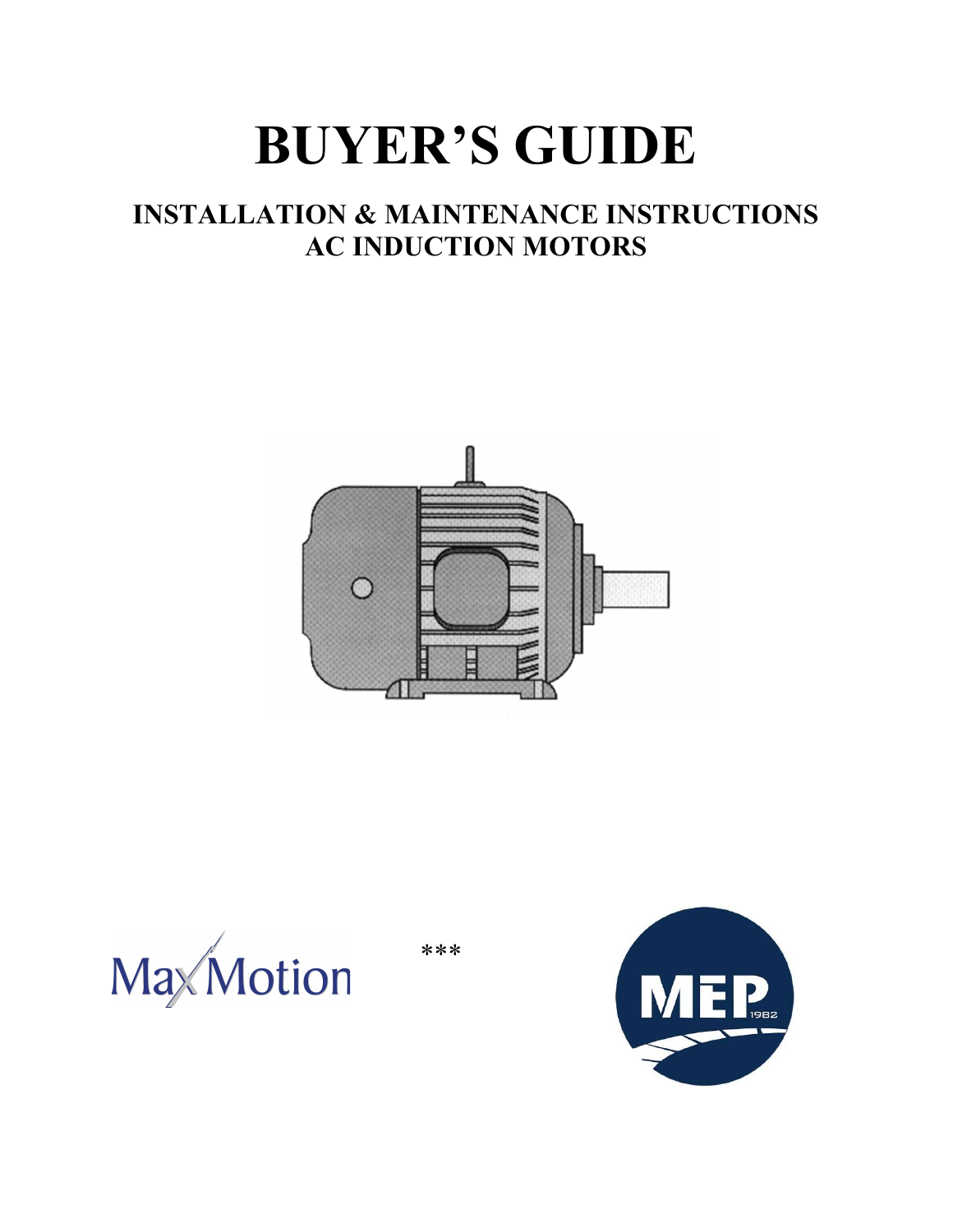# BUYER'S GUIDE

## INSTALLATION & MAINTENANCE INSTRUCTIONS
## AC INDUCTION MOTORS

MaxMotion

***

MEP 1982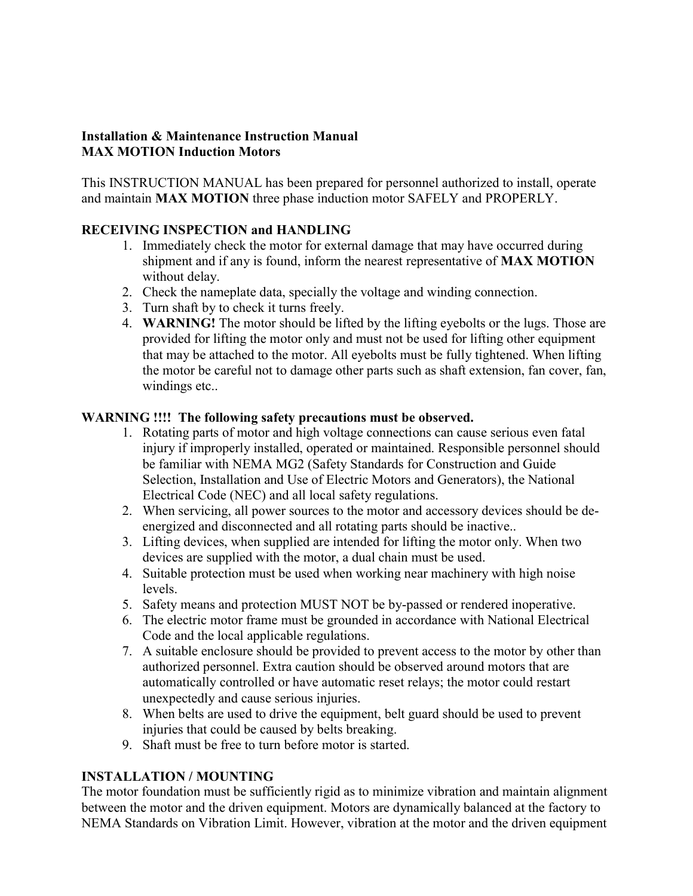**Installation & Maintenance Instruction Manual**
**MAX MOTION Induction Motors**

This INSTRUCTION MANUAL has been prepared for personnel authorized to install, operate and maintain **MAX MOTION** three phase induction motor SAFELY and PROPERLY.

**RECEIVING INSPECTION and HANDLING**

1. Immediately check the motor for external damage that may have occurred during shipment and if any is found, inform the nearest representative of **MAX MOTION** without delay.
2. Check the nameplate data, specially the voltage and winding connection.
3. Turn shaft by to check it turns freely.
4. **WARNING!** The motor should be lifted by the lifting eyebolts or the lugs. Those are provided for lifting the motor only and must not be used for lifting other equipment that may be attached to the motor. All eyebolts must be fully tightened. When lifting the motor be careful not to damage other parts such as shaft extension, fan cover, fan, windings etc..

**WARNING !!!! The following safety precautions must be observed.**

1. Rotating parts of motor and high voltage connections can cause serious even fatal injury if improperly installed, operated or maintained. Responsible personnel should be familiar with NEMA MG2 (Safety Standards for Construction and Guide Selection, Installation and Use of Electric Motors and Generators), the National Electrical Code (NEC) and all local safety regulations.
2. When servicing, all power sources to the motor and accessory devices should be de-energized and disconnected and all rotating parts should be inactive..
3. Lifting devices, when supplied are intended for lifting the motor only. When two devices are supplied with the motor, a dual chain must be used.
4. Suitable protection must be used when working near machinery with high noise levels.
5. Safety means and protection MUST NOT be by-passed or rendered inoperative.
6. The electric motor frame must be grounded in accordance with National Electrical Code and the local applicable regulations.
7. A suitable enclosure should be provided to prevent access to the motor by other than authorized personnel. Extra caution should be observed around motors that are automatically controlled or have automatic reset relays; the motor could restart unexpectedly and cause serious injuries.
8. When belts are used to drive the equipment, belt guard should be used to prevent injuries that could be caused by belts breaking.
9. Shaft must be free to turn before motor is started.

**INSTALLATION / MOUNTING**

The motor foundation must be sufficiently rigid as to minimize vibration and maintain alignment between the motor and the driven equipment. Motors are dynamically balanced at the factory to NEMA Standards on Vibration Limit. However, vibration at the motor and the driven equipment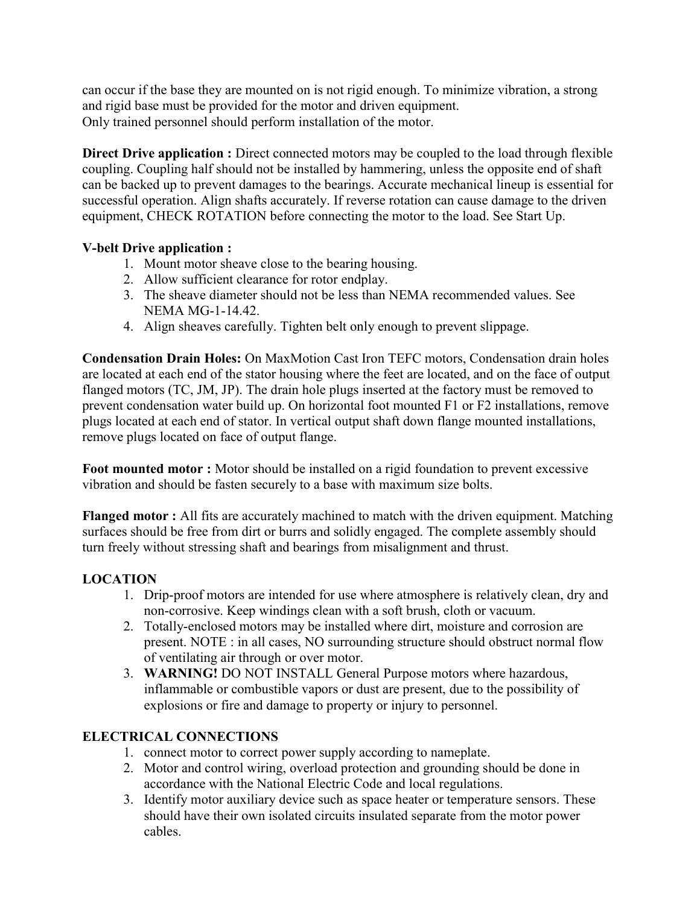can occur if the base they are mounted on is not rigid enough. To minimize vibration, a strong and rigid base must be provided for the motor and driven equipment.
Only trained personnel should perform installation of the motor.

**Direct Drive application :** Direct connected motors may be coupled to the load through flexible coupling. Coupling half should not be installed by hammering, unless the opposite end of shaft can be backed up to prevent damages to the bearings. Accurate mechanical lineup is essential for successful operation. Align shafts accurately. If reverse rotation can cause damage to the driven equipment, CHECK ROTATION before connecting the motor to the load. See Start Up.

**V-belt Drive application :**

1. Mount motor sheave close to the bearing housing.
2. Allow sufficient clearance for rotor endplay.
3. The sheave diameter should not be less than NEMA recommended values. See NEMA MG-1-14.42.
4. Align sheaves carefully. Tighten belt only enough to prevent slippage.

**Condensation Drain Holes:** On MaxMotion Cast Iron TEFC motors, Condensation drain holes are located at each end of the stator housing where the feet are located, and on the face of output flanged motors (TC, JM, JP). The drain hole plugs inserted at the factory must be removed to prevent condensation water build up. On horizontal foot mounted F1 or F2 installations, remove plugs located at each end of stator. In vertical output shaft down flange mounted installations, remove plugs located on face of output flange.

**Foot mounted motor :** Motor should be installed on a rigid foundation to prevent excessive vibration and should be fasten securely to a base with maximum size bolts.

**Flanged motor :** All fits are accurately machined to match with the driven equipment. Matching surfaces should be free from dirt or burrs and solidly engaged. The complete assembly should turn freely without stressing shaft and bearings from misalignment and thrust.

## LOCATION

1. Drip-proof motors are intended for use where atmosphere is relatively clean, dry and non-corrosive. Keep windings clean with a soft brush, cloth or vacuum.
2. Totally-enclosed motors may be installed where dirt, moisture and corrosion are present. NOTE : in all cases, NO surrounding structure should obstruct normal flow of ventilating air through or over motor.
3. **WARNING!** DO NOT INSTALL General Purpose motors where hazardous, inflammable or combustible vapors or dust are present, due to the possibility of explosions or fire and damage to property or injury to personnel.

## ELECTRICAL CONNECTIONS

1. connect motor to correct power supply according to nameplate.
2. Motor and control wiring, overload protection and grounding should be done in accordance with the National Electric Code and local regulations.
3. Identify motor auxiliary device such as space heater or temperature sensors. These should have their own isolated circuits insulated separate from the motor power cables.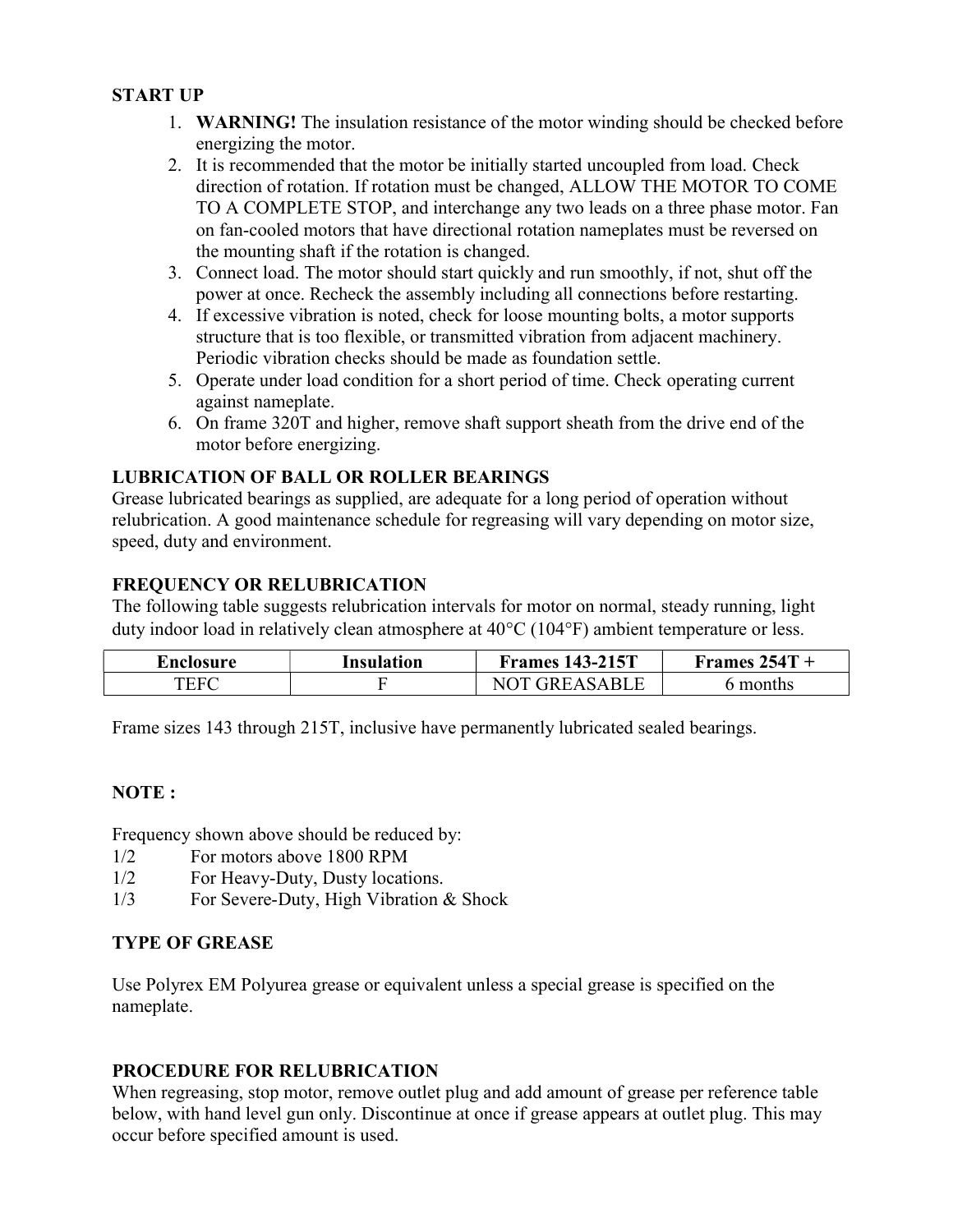## START UP

1. **WARNING!** The insulation resistance of the motor winding should be checked before energizing the motor.
2. It is recommended that the motor be initially started uncoupled from load. Check direction of rotation. If rotation must be changed, ALLOW THE MOTOR TO COME TO A COMPLETE STOP, and interchange any two leads on a three phase motor. Fan on fan-cooled motors that have directional rotation nameplates must be reversed on the mounting shaft if the rotation is changed.
3. Connect load. The motor should start quickly and run smoothly, if not, shut off the power at once. Recheck the assembly including all connections before restarting.
4. If excessive vibration is noted, check for loose mounting bolts, a motor supports structure that is too flexible, or transmitted vibration from adjacent machinery. Periodic vibration checks should be made as foundation settle.
5. Operate under load condition for a short period of time. Check operating current against nameplate.
6. On frame 320T and higher, remove shaft support sheath from the drive end of the motor before energizing.

## LUBRICATION OF BALL OR ROLLER BEARINGS

Grease lubricated bearings as supplied, are adequate for a long period of operation without relubrication. A good maintenance schedule for regreasing will vary depending on motor size, speed, duty and environment.

## FREQUENCY OR RELUBRICATION

The following table suggests relubrication intervals for motor on normal, steady running, light duty indoor load in relatively clean atmosphere at 40°C (104°F) ambient temperature or less.

| Enclosure | Insulation | Frames 143-215T | Frames 254T + |
|---|---|---|---|
| TEFC | F | NOT GREASABLE | 6 months |

Frame sizes 143 through 215T, inclusive have permanently lubricated sealed bearings.

**NOTE :**

Frequency shown above should be reduced by:

1/2 For motors above 1800 RPM
1/2 For Heavy-Duty, Dusty locations.
1/3 For Severe-Duty, High Vibration & Shock

## TYPE OF GREASE

Use Polyrex EM Polyurea grease or equivalent unless a special grease is specified on the nameplate.

## PROCEDURE FOR RELUBRICATION

When regreasing, stop motor, remove outlet plug and add amount of grease per reference table below, with hand level gun only. Discontinue at once if grease appears at outlet plug. This may occur before specified amount is used.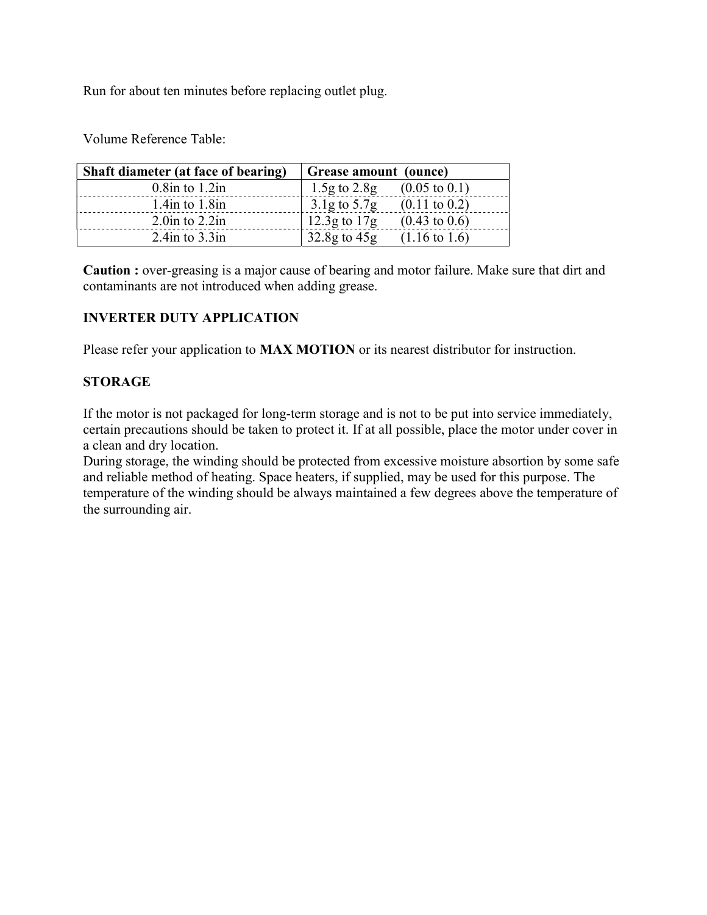Run for about ten minutes before replacing outlet plug.

Volume Reference Table:

| Shaft diameter (at face of bearing) | Grease amount (ounce) |
|---|---|
| 0.8in to 1.2in | 1.5g to 2.8g (0.05 to 0.1) |
| 1.4in to 1.8in | 3.1g to 5.7g (0.11 to 0.2) |
| 2.0in to 2.2in | 12.3g to 17g (0.43 to 0.6) |
| 2.4in to 3.3in | 32.8g to 45g (1.16 to 1.6) |

**Caution :** over-greasing is a major cause of bearing and motor failure. Make sure that dirt and contaminants are not introduced when adding grease.

**INVERTER DUTY APPLICATION**

Please refer your application to **MAX MOTION** or its nearest distributor for instruction.

**STORAGE**

If the motor is not packaged for long-term storage and is not to be put into service immediately, certain precautions should be taken to protect it. If at all possible, place the motor under cover in a clean and dry location.
During storage, the winding should be protected from excessive moisture absorption by some safe and reliable method of heating. Space heaters, if supplied, may be used for this purpose. The temperature of the winding should be always maintained a few degrees above the temperature of the surrounding air.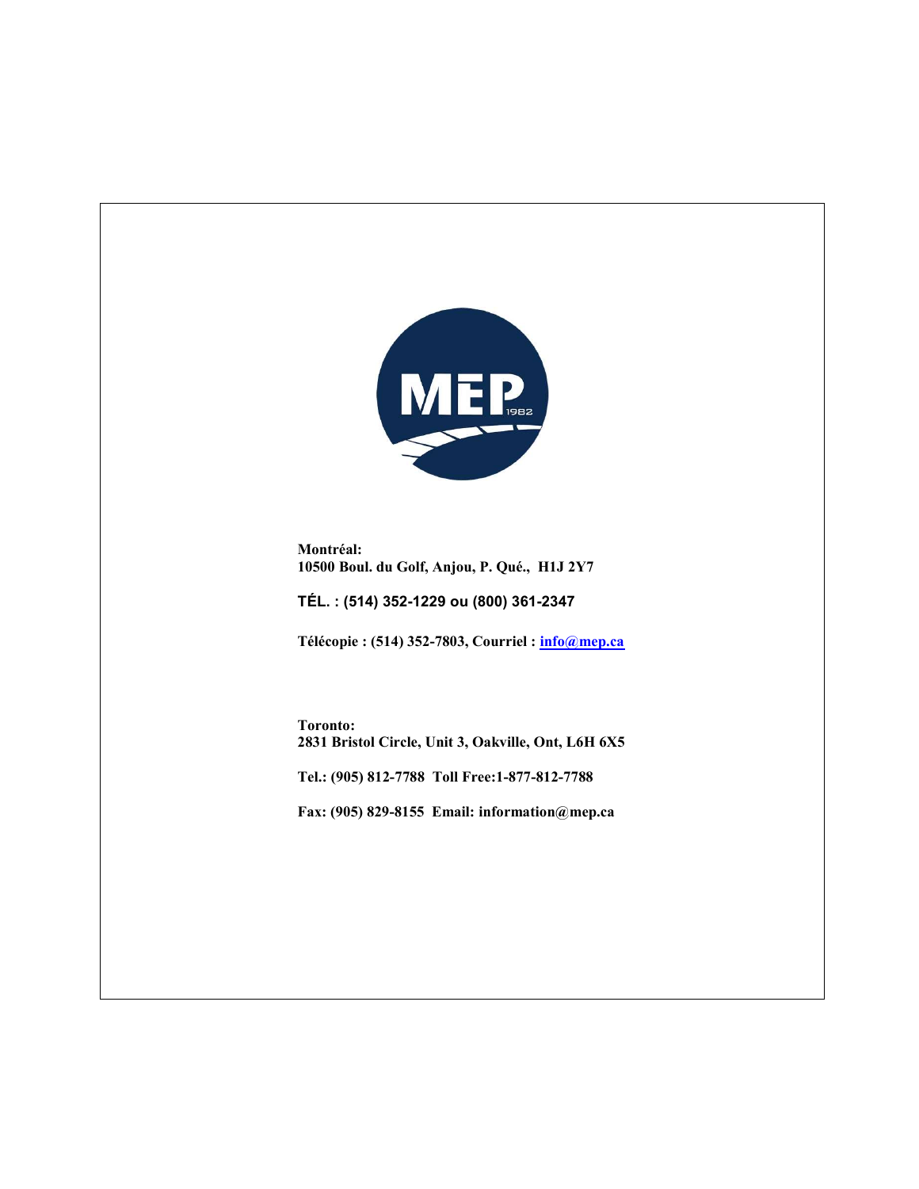**Montréal:**
**10500 Boul. du Golf, Anjou, P. Qué., H1J 2Y7**

**TÉL. : (514) 352-1229 ou (800) 361-2347**

**Télécopie : (514) 352-7803, Courriel : info@mep.ca**

**Toronto:**
**2831 Bristol Circle, Unit 3, Oakville, Ont, L6H 6X5**

**Tel.: (905) 812-7788 Toll Free:1-877-812-7788**

**Fax: (905) 829-8155 Email: information@mep.ca**